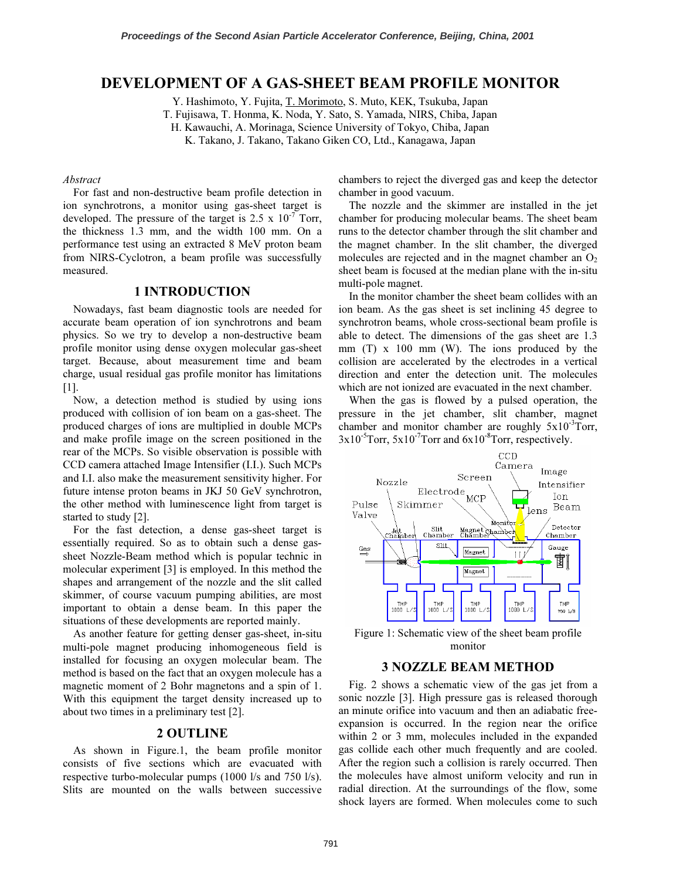# DEVELOPMENT OF A GAS-SHEET BEAM PROFILE MONITOR

Y. Hashimoto, Y. Fujita, T. Morimoto, S. Muto, KEK, Tsukuba, Japan
T. Fujisawa, T. Honma, K. Noda, Y. Sato, S. Yamada, NIRS, Chiba, Japan
H. Kawauchi, A. Morinaga, Science University of Tokyo, Chiba, Japan
K. Takano, J. Takano, Takano Giken CO, Ltd., Kanagawa, Japan

*Abstract*

For fast and non-destructive beam profile detection in ion synchrotrons, a monitor using gas-sheet target is developed. The pressure of the target is 2.5 x $10^{-7}$ Torr, the thickness 1.3 mm, and the width 100 mm. On a performance test using an extracted 8 MeV proton beam from NIRS-Cyclotron, a beam profile was successfully measured.

## 1 INTRODUCTION

Nowadays, fast beam diagnostic tools are needed for accurate beam operation of ion synchrotrons and beam physics. So we try to develop a non-destructive beam profile monitor using dense oxygen molecular gas-sheet target. Because, about measurement time and beam charge, usual residual gas profile monitor has limitations [1].

Now, a detection method is studied by using ions produced with collision of ion beam on a gas-sheet. The produced charges of ions are multiplied in double MCPs and make profile image on the screen positioned in the rear of the MCPs. So visible observation is possible with CCD camera attached Image Intensifier (I.I.). Such MCPs and I.I. also make the measurement sensitivity higher. For future intense proton beams in JKJ 50 GeV synchrotron, the other method with luminescence light from target is started to study [2].

For the fast detection, a dense gas-sheet target is essentially required. So as to obtain such a dense gas-sheet Nozzle-Beam method which is popular technic in molecular experiment [3] is employed. In this method the shapes and arrangement of the nozzle and the slit called skimmer, of course vacuum pumping abilities, are most important to obtain a dense beam. In this paper the situations of these developments are reported mainly.

As another feature for getting denser gas-sheet, in-situ multi-pole magnet producing inhomogeneous field is installed for focusing an oxygen molecular beam. The method is based on the fact that an oxygen molecule has a magnetic moment of 2 Bohr magnetons and a spin of 1. With this equipment the target density increased up to about two times in a preliminary test [2].

## 2 OUTLINE

As shown in Figure.1, the beam profile monitor consists of five sections which are evacuated with respective turbo-molecular pumps (1000 l/s and 750 l/s). Slits are mounted on the walls between successive chambers to reject the diverged gas and keep the detector chamber in good vacuum.

The nozzle and the skimmer are installed in the jet chamber for producing molecular beams. The sheet beam runs to the detector chamber through the slit chamber and the magnet chamber. In the slit chamber, the diverged molecules are rejected and in the magnet chamber an $O_2$ sheet beam is focused at the median plane with the in-situ multi-pole magnet.

In the monitor chamber the sheet beam collides with an ion beam. As the gas sheet is set inclining 45 degree to synchrotron beams, whole cross-sectional beam profile is able to detect. The dimensions of the gas sheet are 1.3 mm (T) x 100 mm (W). The ions produced by the collision are accelerated by the electrodes in a vertical direction and enter the detection unit. The molecules which are not ionized are evacuated in the next chamber.

When the gas is flowed by a pulsed operation, the pressure in the jet chamber, slit chamber, magnet chamber and monitor chamber are roughly 5x$10^{-3}$Torr, 3x$10^{-5}$Torr, 5x$10^{-7}$Torr and 6x$10^{-8}$Torr, respectively.

Figure 1: Schematic view of the sheet beam profile monitor

## 3 NOZZLE BEAM METHOD

Fig. 2 shows a schematic view of the gas jet from a sonic nozzle [3]. High pressure gas is released thorough an minute orifice into vacuum and then an adiabatic free-expansion is occurred. In the region near the orifice within 2 or 3 mm, molecules included in the expanded gas collide each other much frequently and are cooled. After the region such a collision is rarely occurred. Then the molecules have almost uniform velocity and run in radial direction. At the surroundings of the flow, some shock layers are formed. When molecules come to such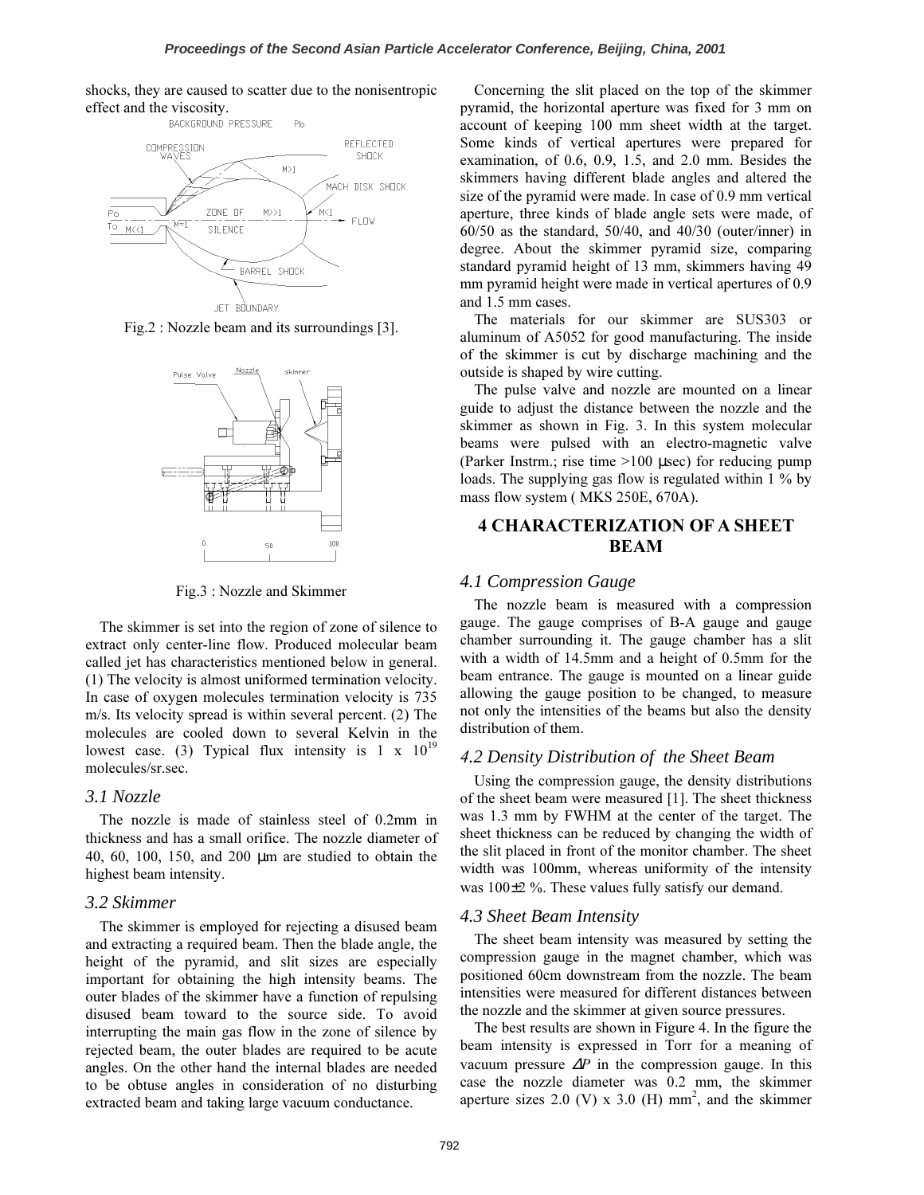shocks, they are caused to scatter due to the nonisentropic effect and the viscosity.

Fig.2 : Nozzle beam and its surroundings [3].

Fig.3 : Nozzle and Skimmer

The skimmer is set into the region of zone of silence to extract only center-line flow. Produced molecular beam called jet has characteristics mentioned below in general. (1) The velocity is almost uniformed termination velocity. In case of oxygen molecules termination velocity is 735 m/s. Its velocity spread is within several percent. (2) The molecules are cooled down to several Kelvin in the lowest case. (3) Typical flux intensity is 1 x $10^{19}$ molecules/sr.sec.

### *3.1 Nozzle*

The nozzle is made of stainless steel of 0.2mm in thickness and has a small orifice. The nozzle diameter of 40, 60, 100, 150, and 200 μm are studied to obtain the highest beam intensity.

### *3.2 Skimmer*

The skimmer is employed for rejecting a disused beam and extracting a required beam. Then the blade angle, the height of the pyramid, and slit sizes are especially important for obtaining the high intensity beams. The outer blades of the skimmer have a function of repulsing disused beam toward to the source side. To avoid interrupting the main gas flow in the zone of silence by rejected beam, the outer blades are required to be acute angles. On the other hand the internal blades are needed to be obtuse angles in consideration of no disturbing extracted beam and taking large vacuum conductance.

Concerning the slit placed on the top of the skimmer pyramid, the horizontal aperture was fixed for 3 mm on account of keeping 100 mm sheet width at the target. Some kinds of vertical apertures were prepared for examination, of 0.6, 0.9, 1.5, and 2.0 mm. Besides the skimmers having different blade angles and altered the size of the pyramid were made. In case of 0.9 mm vertical aperture, three kinds of blade angle sets were made, of 60/50 as the standard, 50/40, and 40/30 (outer/inner) in degree. About the skimmer pyramid size, comparing standard pyramid height of 13 mm, skimmers having 49 mm pyramid height were made in vertical apertures of 0.9 and 1.5 mm cases.

The materials for our skimmer are SUS303 or aluminum of A5052 for good manufacturing. The inside of the skimmer is cut by discharge machining and the outside is shaped by wire cutting.

The pulse valve and nozzle are mounted on a linear guide to adjust the distance between the nozzle and the skimmer as shown in Fig. 3. In this system molecular beams were pulsed with an electro-magnetic valve (Parker Instrm.; rise time >100 μsec) for reducing pump loads. The supplying gas flow is regulated within 1 % by mass flow system ( MKS 250E, 670A).

## 4 CHARACTERIZATION OF A SHEET BEAM

### *4.1 Compression Gauge*

The nozzle beam is measured with a compression gauge. The gauge comprises of B-A gauge and gauge chamber surrounding it. The gauge chamber has a slit with a width of 14.5mm and a height of 0.5mm for the beam entrance. The gauge is mounted on a linear guide allowing the gauge position to be changed, to measure not only the intensities of the beams but also the density distribution of them.

### *4.2 Density Distribution of the Sheet Beam*

Using the compression gauge, the density distributions of the sheet beam were measured [1]. The sheet thickness was 1.3 mm by FWHM at the center of the target. The sheet thickness can be reduced by changing the width of the slit placed in front of the monitor chamber. The sheet width was 100mm, whereas uniformity of the intensity was 100±2 %. These values fully satisfy our demand.

### *4.3 Sheet Beam Intensity*

The sheet beam intensity was measured by setting the compression gauge in the magnet chamber, which was positioned 60cm downstream from the nozzle. The beam intensities were measured for different distances between the nozzle and the skimmer at given source pressures.

The best results are shown in Figure 4. In the figure the beam intensity is expressed in Torr for a meaning of vacuum pressure $\Delta P$ in the compression gauge. In this case the nozzle diameter was 0.2 mm, the skimmer aperture sizes 2.0 (V) x 3.0 (H) $mm^2$, and the skimmer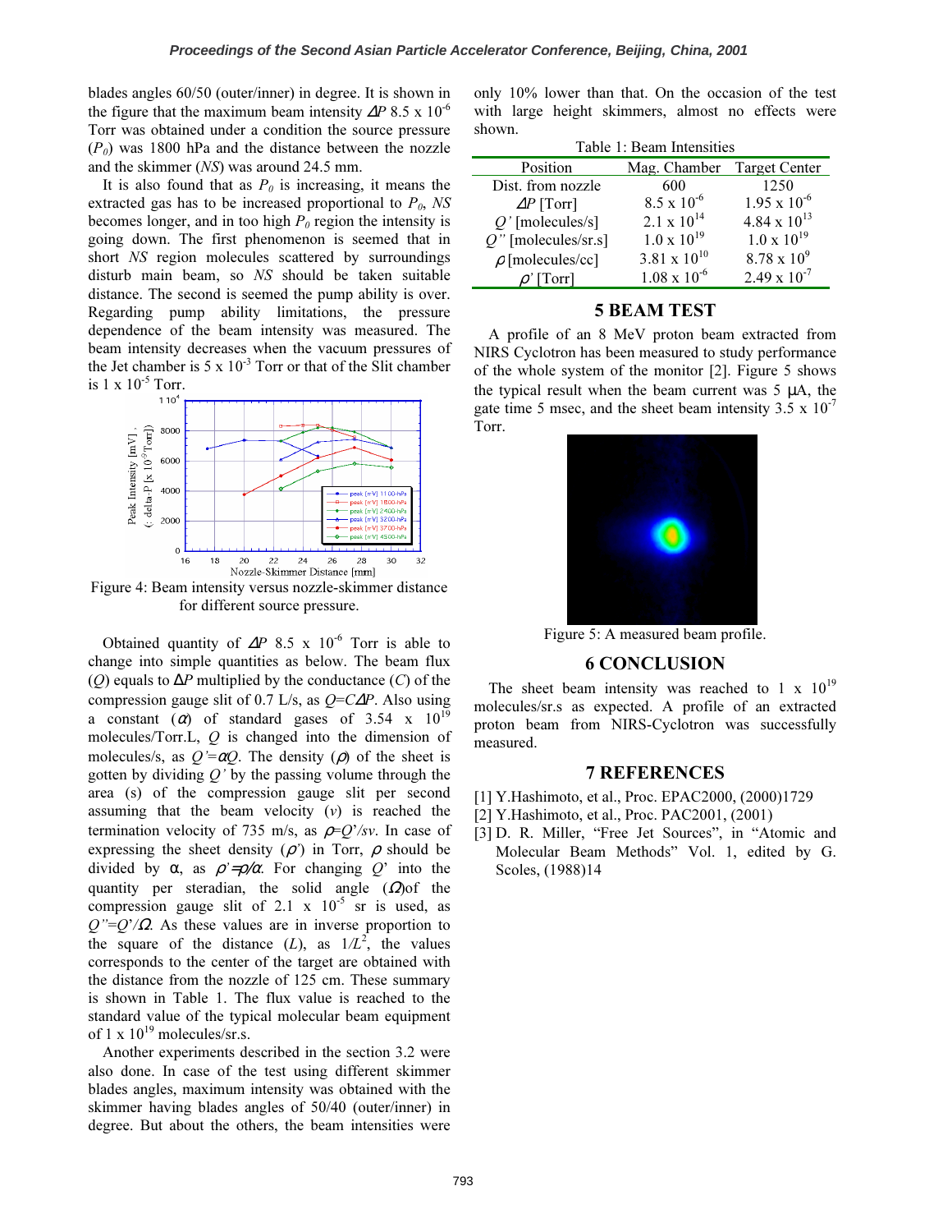blades angles 60/50 (outer/inner) in degree. It is shown in the figure that the maximum beam intensity $\Delta P$ 8.5 x $10^{-6}$ Torr was obtained under a condition the source pressure ($P_0$) was 1800 hPa and the distance between the nozzle and the skimmer (*NS*) was around 24.5 mm.

It is also found that as $P_0$ is increasing, it means the extracted gas has to be increased proportional to $P_0$, *NS* becomes longer, and in too high $P_0$ region the intensity is going down. The first phenomenon is seemed that in short *NS* region molecules scattered by surroundings disturb main beam, so *NS* should be taken suitable distance. The second is seemed the pump ability is over. Regarding pump ability limitations, the pressure dependence of the beam intensity was measured. The beam intensity decreases when the vacuum pressures of the Jet chamber is 5 x $10^{-3}$ Torr or that of the Slit chamber is 1 x $10^{-5}$ Torr.

1 10^4
8000
6000
4000
2000
0
16 18 20 22 24 26 28 30 32
Peak Intensity [mV] , (: delta-P [x 10^-9 Torr])
Nozzle-Skimmer Distance [mm]
peak [mV] 1100-hPa
peak [mV] 1800-hPa
peak [mV] 2400-hPa
peak [mV] 3200-hPa
peak [mV] 3700-hPa
peak [mV] 4500-hPa

Figure 4: Beam intensity versus nozzle-skimmer distance for different source pressure.

Obtained quantity of $\Delta P$ 8.5 x $10^{-6}$ Torr is able to change into simple quantities as below. The beam flux ($Q$) equals to $\Delta P$ multiplied by the conductance ($C$) of the compression gauge slit of 0.7 L/s, as $Q=C\Delta P$. Also using a constant ($\alpha$) of standard gases of 3.54 x $10^{19}$ molecules/Torr.L, $Q$ is changed into the dimension of molecules/s, as $Q'=\alpha Q$. The density ($\rho$) of the sheet is gotten by dividing $Q'$ by the passing volume through the area (s) of the compression gauge slit per second assuming that the beam velocity ($v$) is reached the termination velocity of 735 m/s, as $\rho=Q'/sv$. In case of expressing the sheet density ($\rho'$) in Torr, $\rho$ should be divided by $\alpha$, as $\rho'=\rho/\alpha$. For changing $Q'$ into the quantity per steradian, the solid angle ($\Omega$)of the compression gauge slit of 2.1 x $10^{-5}$ sr is used, as $Q''=Q'/\Omega$. As these values are in inverse proportion to the square of the distance ($L$), as $1/L^2$, the values corresponds to the center of the target are obtained with the distance from the nozzle of 125 cm. These summary is shown in Table 1. The flux value is reached to the standard value of the typical molecular beam equipment of 1 x $10^{19}$ molecules/sr.s.

Another experiments described in the section 3.2 were also done. In case of the test using different skimmer blades angles, maximum intensity was obtained with the skimmer having blades angles of 50/40 (outer/inner) in degree. But about the others, the beam intensities were only 10% lower than that. On the occasion of the test with large height skimmers, almost no effects were shown.

Table 1: Beam Intensities

| Position | Mag. Chamber | Target Center |
|---|---|---|
| Dist. from nozzle | 600 | 1250 |
| $\Delta P$ [Torr] | 8.5 x $10^{-6}$ | 1.95 x $10^{-6}$ |
| $Q'$ [molecules/s] | 2.1 x $10^{14}$ | 4.84 x $10^{13}$ |
| $Q''$ [molecules/sr.s] | 1.0 x $10^{19}$ | 1.0 x $10^{19}$ |
| $\rho$ [molecules/cc] | 3.81 x $10^{10}$ | 8.78 x $10^{9}$ |
| $\rho'$ [Torr] | 1.08 x $10^{-6}$ | 2.49 x $10^{-7}$ |

## 5 BEAM TEST

A profile of an 8 MeV proton beam extracted from NIRS Cyclotron has been measured to study performance of the whole system of the monitor [2]. Figure 5 shows the typical result when the beam current was 5 μA, the gate time 5 msec, and the sheet beam intensity 3.5 x $10^{-7}$ Torr.

Figure 5: A measured beam profile.

## 6 CONCLUSION

The sheet beam intensity was reached to 1 x $10^{19}$ molecules/sr.s as expected. A profile of an extracted proton beam from NIRS-Cyclotron was successfully measured.

## 7 REFERENCES

[1] Y.Hashimoto, et al., Proc. EPAC2000, (2000)1729

[2] Y.Hashimoto, et al., Proc. PAC2001, (2001)

[3] D. R. Miller, "Free Jet Sources", in "Atomic and Molecular Beam Methods" Vol. 1, edited by G. Scoles, (1988)14